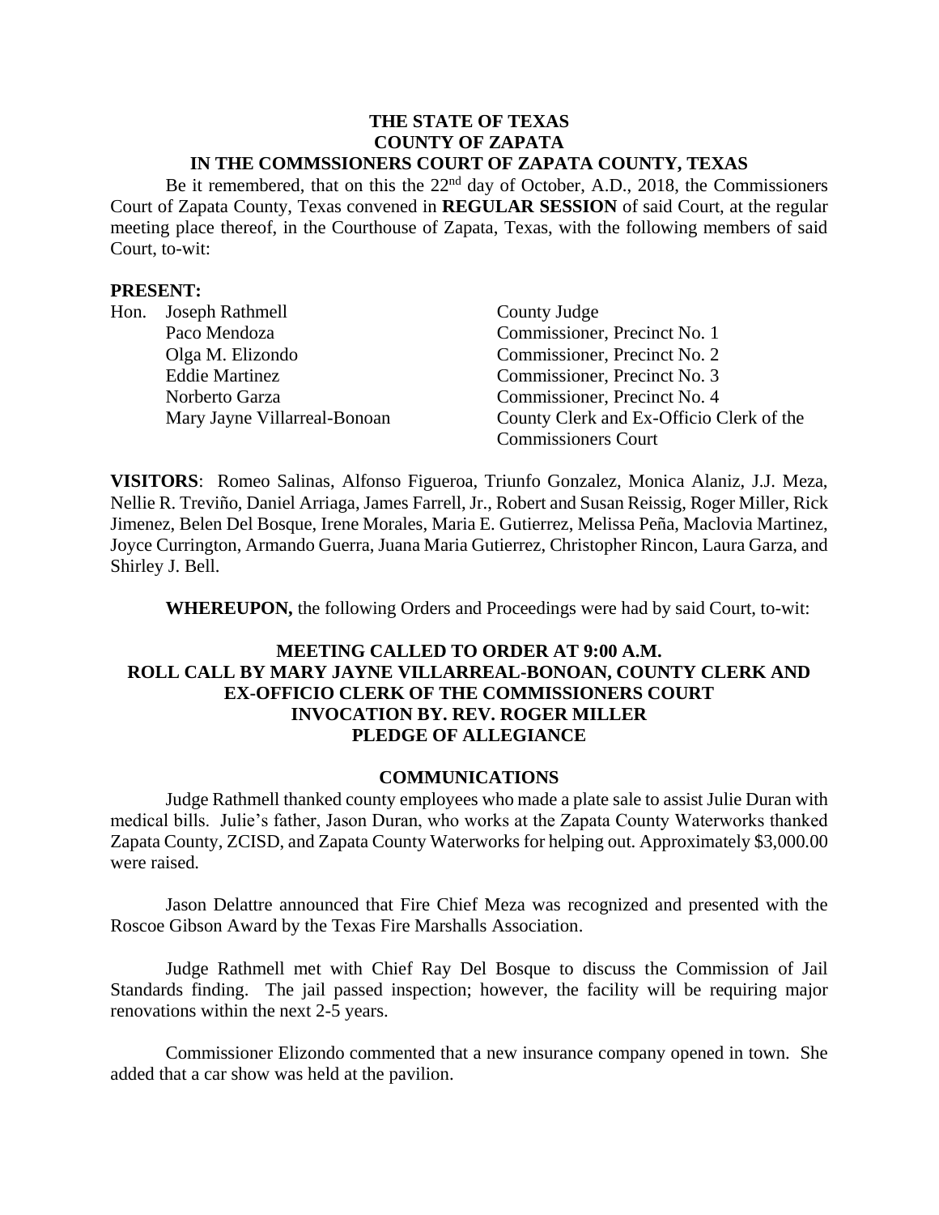**THE STATE OF TEXAS**
**COUNTY OF ZAPATA**
**IN THE COMMSSIONERS COURT OF ZAPATA COUNTY, TEXAS**

Be it remembered, that on this the 22nd day of October, A.D., 2018, the Commissioners Court of Zapata County, Texas convened in **REGULAR SESSION** of said Court, at the regular meeting place thereof, in the Courthouse of Zapata, Texas, with the following members of said Court, to-wit:

**PRESENT:**

| | | |
|---|---|---|
| Hon. | Joseph Rathmell | County Judge |
| | Paco Mendoza | Commissioner, Precinct No. 1 |
| | Olga M. Elizondo | Commissioner, Precinct No. 2 |
| | Eddie Martinez | Commissioner, Precinct No. 3 |
| | Norberto Garza | Commissioner, Precinct No. 4 |
| | Mary Jayne Villarreal-Bonoan | County Clerk and Ex-Officio Clerk of the Commissioners Court |

**VISITORS**: Romeo Salinas, Alfonso Figueroa, Triunfo Gonzalez, Monica Alaniz, J.J. Meza, Nellie R. Treviño, Daniel Arriaga, James Farrell, Jr., Robert and Susan Reissig, Roger Miller, Rick Jimenez, Belen Del Bosque, Irene Morales, Maria E. Gutierrez, Melissa Peña, Maclovia Martinez, Joyce Currington, Armando Guerra, Juana Maria Gutierrez, Christopher Rincon, Laura Garza, and Shirley J. Bell.

**WHEREUPON,** the following Orders and Proceedings were had by said Court, to-wit:

**MEETING CALLED TO ORDER AT 9:00 A.M.**
**ROLL CALL BY MARY JAYNE VILLARREAL-BONOAN, COUNTY CLERK AND EX-OFFICIO CLERK OF THE COMMISSIONERS COURT**
**INVOCATION BY. REV. ROGER MILLER**
**PLEDGE OF ALLEGIANCE**

**COMMUNICATIONS**

Judge Rathmell thanked county employees who made a plate sale to assist Julie Duran with medical bills. Julie's father, Jason Duran, who works at the Zapata County Waterworks thanked Zapata County, ZCISD, and Zapata County Waterworks for helping out. Approximately $3,000.00 were raised.

Jason Delattre announced that Fire Chief Meza was recognized and presented with the Roscoe Gibson Award by the Texas Fire Marshalls Association.

Judge Rathmell met with Chief Ray Del Bosque to discuss the Commission of Jail Standards finding. The jail passed inspection; however, the facility will be requiring major renovations within the next 2-5 years.

Commissioner Elizondo commented that a new insurance company opened in town. She added that a car show was held at the pavilion.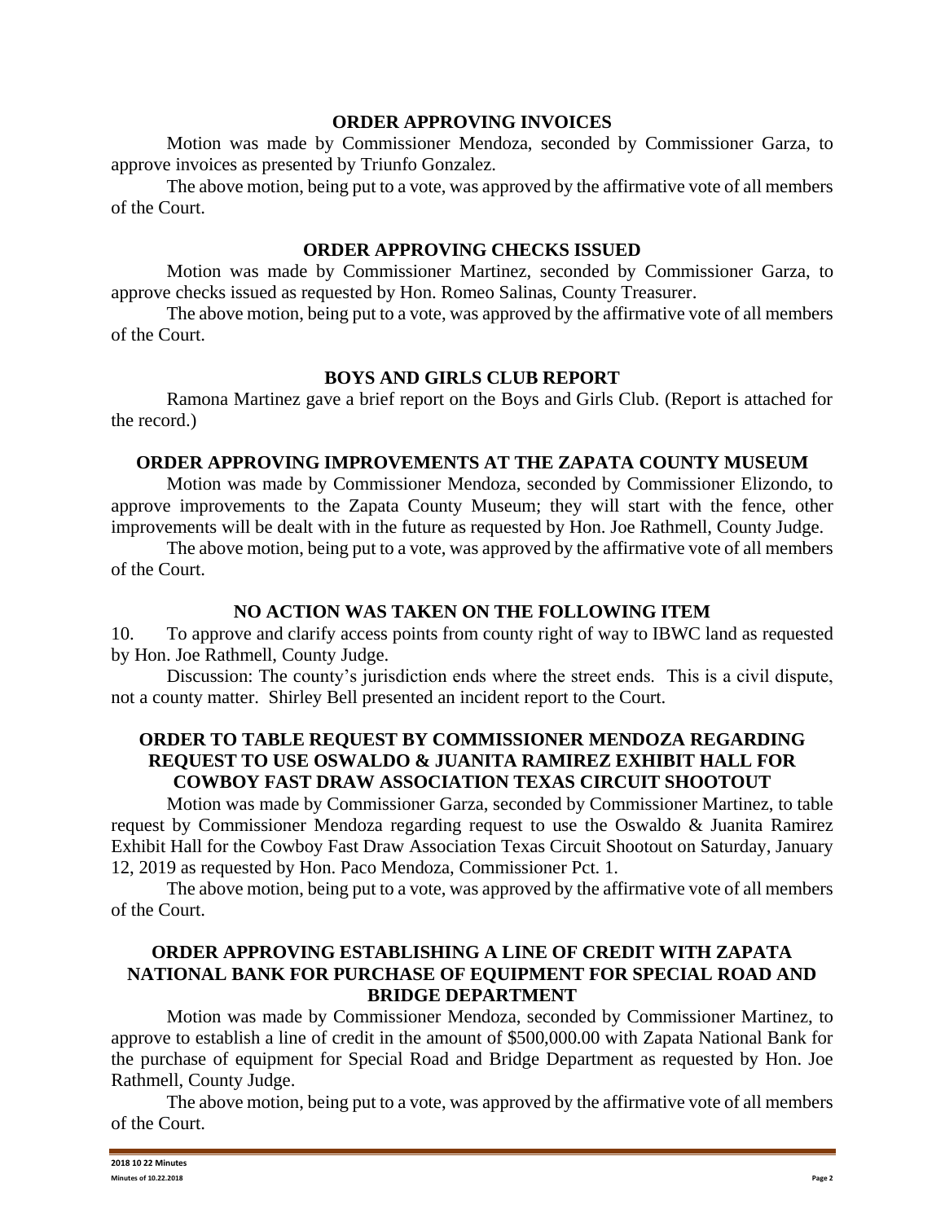## ORDER APPROVING INVOICES

Motion was made by Commissioner Mendoza, seconded by Commissioner Garza, to approve invoices as presented by Triunfo Gonzalez.

The above motion, being put to a vote, was approved by the affirmative vote of all members of the Court.

## ORDER APPROVING CHECKS ISSUED

Motion was made by Commissioner Martinez, seconded by Commissioner Garza, to approve checks issued as requested by Hon. Romeo Salinas, County Treasurer.

The above motion, being put to a vote, was approved by the affirmative vote of all members of the Court.

## BOYS AND GIRLS CLUB REPORT

Ramona Martinez gave a brief report on the Boys and Girls Club. (Report is attached for the record.)

## ORDER APPROVING IMPROVEMENTS AT THE ZAPATA COUNTY MUSEUM

Motion was made by Commissioner Mendoza, seconded by Commissioner Elizondo, to approve improvements to the Zapata County Museum; they will start with the fence, other improvements will be dealt with in the future as requested by Hon. Joe Rathmell, County Judge.

The above motion, being put to a vote, was approved by the affirmative vote of all members of the Court.

## NO ACTION WAS TAKEN ON THE FOLLOWING ITEM

10. To approve and clarify access points from county right of way to IBWC land as requested by Hon. Joe Rathmell, County Judge.

Discussion: The county's jurisdiction ends where the street ends. This is a civil dispute, not a county matter. Shirley Bell presented an incident report to the Court.

## ORDER TO TABLE REQUEST BY COMMISSIONER MENDOZA REGARDING REQUEST TO USE OSWALDO & JUANITA RAMIREZ EXHIBIT HALL FOR COWBOY FAST DRAW ASSOCIATION TEXAS CIRCUIT SHOOTOUT

Motion was made by Commissioner Garza, seconded by Commissioner Martinez, to table request by Commissioner Mendoza regarding request to use the Oswaldo & Juanita Ramirez Exhibit Hall for the Cowboy Fast Draw Association Texas Circuit Shootout on Saturday, January 12, 2019 as requested by Hon. Paco Mendoza, Commissioner Pct. 1.

The above motion, being put to a vote, was approved by the affirmative vote of all members of the Court.

## ORDER APPROVING ESTABLISHING A LINE OF CREDIT WITH ZAPATA NATIONAL BANK FOR PURCHASE OF EQUIPMENT FOR SPECIAL ROAD AND BRIDGE DEPARTMENT

Motion was made by Commissioner Mendoza, seconded by Commissioner Martinez, to approve to establish a line of credit in the amount of $500,000.00 with Zapata National Bank for the purchase of equipment for Special Road and Bridge Department as requested by Hon. Joe Rathmell, County Judge.

The above motion, being put to a vote, was approved by the affirmative vote of all members of the Court.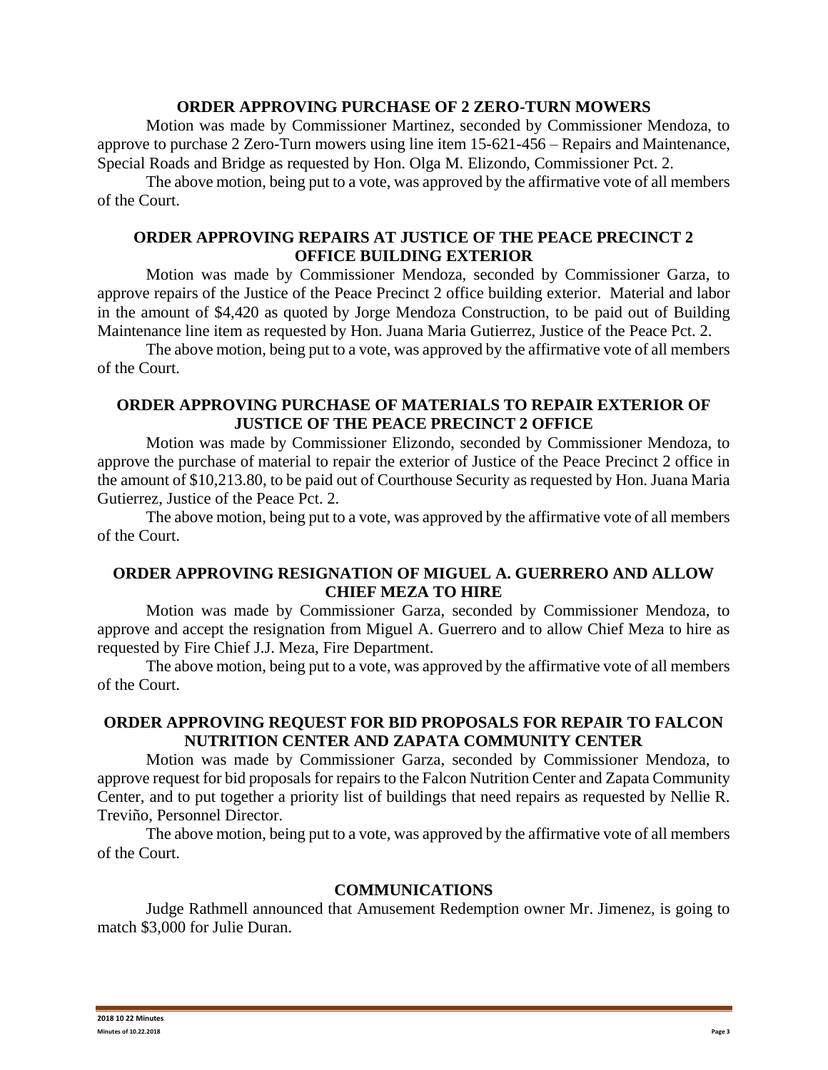## ORDER APPROVING PURCHASE OF 2 ZERO-TURN MOWERS

Motion was made by Commissioner Martinez, seconded by Commissioner Mendoza, to approve to purchase 2 Zero-Turn mowers using line item 15-621-456 – Repairs and Maintenance, Special Roads and Bridge as requested by Hon. Olga M. Elizondo, Commissioner Pct. 2.

The above motion, being put to a vote, was approved by the affirmative vote of all members of the Court.

## ORDER APPROVING REPAIRS AT JUSTICE OF THE PEACE PRECINCT 2 OFFICE BUILDING EXTERIOR

Motion was made by Commissioner Mendoza, seconded by Commissioner Garza, to approve repairs of the Justice of the Peace Precinct 2 office building exterior. Material and labor in the amount of $4,420 as quoted by Jorge Mendoza Construction, to be paid out of Building Maintenance line item as requested by Hon. Juana Maria Gutierrez, Justice of the Peace Pct. 2.

The above motion, being put to a vote, was approved by the affirmative vote of all members of the Court.

## ORDER APPROVING PURCHASE OF MATERIALS TO REPAIR EXTERIOR OF JUSTICE OF THE PEACE PRECINCT 2 OFFICE

Motion was made by Commissioner Elizondo, seconded by Commissioner Mendoza, to approve the purchase of material to repair the exterior of Justice of the Peace Precinct 2 office in the amount of $10,213.80, to be paid out of Courthouse Security as requested by Hon. Juana Maria Gutierrez, Justice of the Peace Pct. 2.

The above motion, being put to a vote, was approved by the affirmative vote of all members of the Court.

## ORDER APPROVING RESIGNATION OF MIGUEL A. GUERRERO AND ALLOW CHIEF MEZA TO HIRE

Motion was made by Commissioner Garza, seconded by Commissioner Mendoza, to approve and accept the resignation from Miguel A. Guerrero and to allow Chief Meza to hire as requested by Fire Chief J.J. Meza, Fire Department.

The above motion, being put to a vote, was approved by the affirmative vote of all members of the Court.

## ORDER APPROVING REQUEST FOR BID PROPOSALS FOR REPAIR TO FALCON NUTRITION CENTER AND ZAPATA COMMUNITY CENTER

Motion was made by Commissioner Garza, seconded by Commissioner Mendoza, to approve request for bid proposals for repairs to the Falcon Nutrition Center and Zapata Community Center, and to put together a priority list of buildings that need repairs as requested by Nellie R. Treviño, Personnel Director.

The above motion, being put to a vote, was approved by the affirmative vote of all members of the Court.

## COMMUNICATIONS

Judge Rathmell announced that Amusement Redemption owner Mr. Jimenez, is going to match $3,000 for Julie Duran.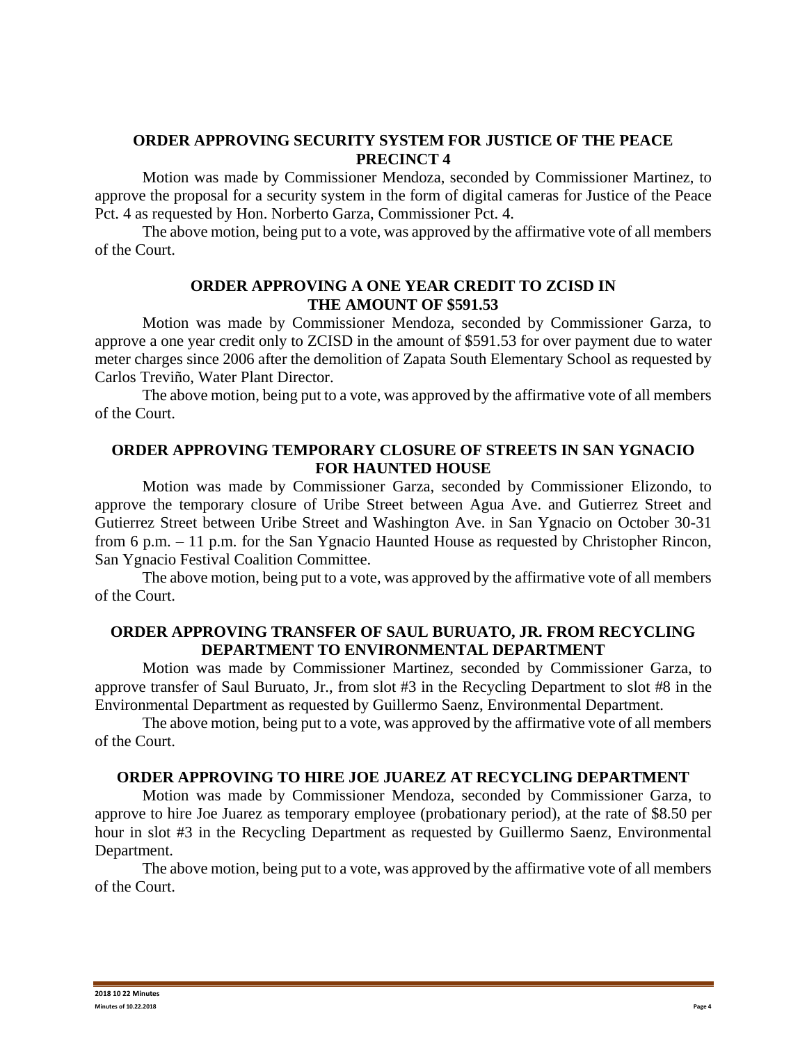## ORDER APPROVING SECURITY SYSTEM FOR JUSTICE OF THE PEACE PRECINCT 4

Motion was made by Commissioner Mendoza, seconded by Commissioner Martinez, to approve the proposal for a security system in the form of digital cameras for Justice of the Peace Pct. 4 as requested by Hon. Norberto Garza, Commissioner Pct. 4.

The above motion, being put to a vote, was approved by the affirmative vote of all members of the Court.

## ORDER APPROVING A ONE YEAR CREDIT TO ZCISD IN THE AMOUNT OF $591.53

Motion was made by Commissioner Mendoza, seconded by Commissioner Garza, to approve a one year credit only to ZCISD in the amount of $591.53 for over payment due to water meter charges since 2006 after the demolition of Zapata South Elementary School as requested by Carlos Treviño, Water Plant Director.

The above motion, being put to a vote, was approved by the affirmative vote of all members of the Court.

## ORDER APPROVING TEMPORARY CLOSURE OF STREETS IN SAN YGNACIO FOR HAUNTED HOUSE

Motion was made by Commissioner Garza, seconded by Commissioner Elizondo, to approve the temporary closure of Uribe Street between Agua Ave. and Gutierrez Street and Gutierrez Street between Uribe Street and Washington Ave. in San Ygnacio on October 30-31 from 6 p.m. – 11 p.m. for the San Ygnacio Haunted House as requested by Christopher Rincon, San Ygnacio Festival Coalition Committee.

The above motion, being put to a vote, was approved by the affirmative vote of all members of the Court.

## ORDER APPROVING TRANSFER OF SAUL BURUATO, JR. FROM RECYCLING DEPARTMENT TO ENVIRONMENTAL DEPARTMENT

Motion was made by Commissioner Martinez, seconded by Commissioner Garza, to approve transfer of Saul Buruato, Jr., from slot #3 in the Recycling Department to slot #8 in the Environmental Department as requested by Guillermo Saenz, Environmental Department.

The above motion, being put to a vote, was approved by the affirmative vote of all members of the Court.

## ORDER APPROVING TO HIRE JOE JUAREZ AT RECYCLING DEPARTMENT

Motion was made by Commissioner Mendoza, seconded by Commissioner Garza, to approve to hire Joe Juarez as temporary employee (probationary period), at the rate of $8.50 per hour in slot #3 in the Recycling Department as requested by Guillermo Saenz, Environmental Department.

The above motion, being put to a vote, was approved by the affirmative vote of all members of the Court.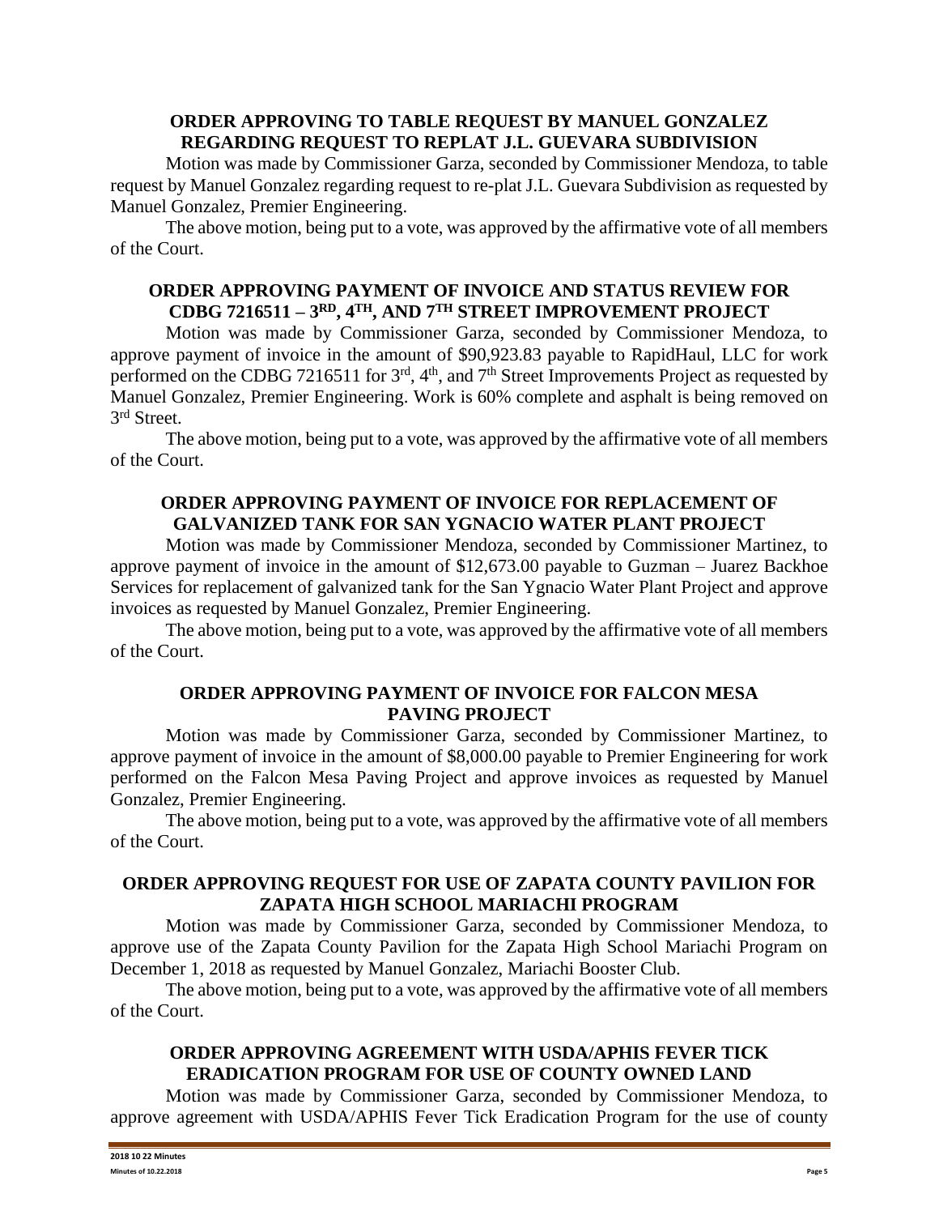**ORDER APPROVING TO TABLE REQUEST BY MANUEL GONZALEZ REGARDING REQUEST TO REPLAT J.L. GUEVARA SUBDIVISION**

Motion was made by Commissioner Garza, seconded by Commissioner Mendoza, to table request by Manuel Gonzalez regarding request to re-plat J.L. Guevara Subdivision as requested by Manuel Gonzalez, Premier Engineering.

The above motion, being put to a vote, was approved by the affirmative vote of all members of the Court.

**ORDER APPROVING PAYMENT OF INVOICE AND STATUS REVIEW FOR CDBG 7216511 – 3RD, 4TH, AND 7TH STREET IMPROVEMENT PROJECT**

Motion was made by Commissioner Garza, seconded by Commissioner Mendoza, to approve payment of invoice in the amount of $90,923.83 payable to RapidHaul, LLC for work performed on the CDBG 7216511 for 3rd, 4th, and 7th Street Improvements Project as requested by Manuel Gonzalez, Premier Engineering. Work is 60% complete and asphalt is being removed on 3rd Street.

The above motion, being put to a vote, was approved by the affirmative vote of all members of the Court.

**ORDER APPROVING PAYMENT OF INVOICE FOR REPLACEMENT OF GALVANIZED TANK FOR SAN YGNACIO WATER PLANT PROJECT**

Motion was made by Commissioner Mendoza, seconded by Commissioner Martinez, to approve payment of invoice in the amount of $12,673.00 payable to Guzman – Juarez Backhoe Services for replacement of galvanized tank for the San Ygnacio Water Plant Project and approve invoices as requested by Manuel Gonzalez, Premier Engineering.

The above motion, being put to a vote, was approved by the affirmative vote of all members of the Court.

**ORDER APPROVING PAYMENT OF INVOICE FOR FALCON MESA PAVING PROJECT**

Motion was made by Commissioner Garza, seconded by Commissioner Martinez, to approve payment of invoice in the amount of $8,000.00 payable to Premier Engineering for work performed on the Falcon Mesa Paving Project and approve invoices as requested by Manuel Gonzalez, Premier Engineering.

The above motion, being put to a vote, was approved by the affirmative vote of all members of the Court.

**ORDER APPROVING REQUEST FOR USE OF ZAPATA COUNTY PAVILION FOR ZAPATA HIGH SCHOOL MARIACHI PROGRAM**

Motion was made by Commissioner Garza, seconded by Commissioner Mendoza, to approve use of the Zapata County Pavilion for the Zapata High School Mariachi Program on December 1, 2018 as requested by Manuel Gonzalez, Mariachi Booster Club.

The above motion, being put to a vote, was approved by the affirmative vote of all members of the Court.

**ORDER APPROVING AGREEMENT WITH USDA/APHIS FEVER TICK ERADICATION PROGRAM FOR USE OF COUNTY OWNED LAND**

Motion was made by Commissioner Garza, seconded by Commissioner Mendoza, to approve agreement with USDA/APHIS Fever Tick Eradication Program for the use of county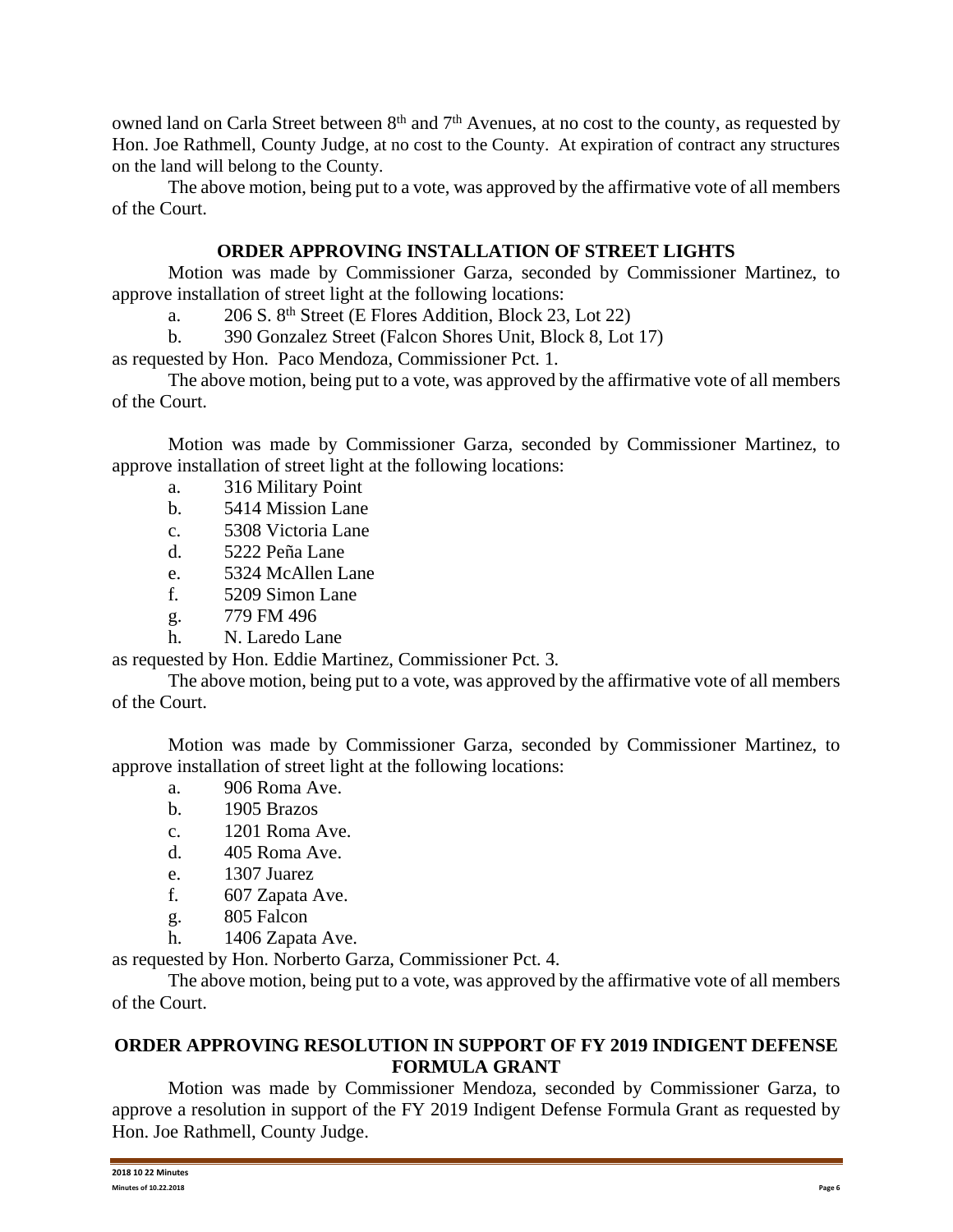owned land on Carla Street between 8th and 7th Avenues, at no cost to the county, as requested by Hon. Joe Rathmell, County Judge, at no cost to the County. At expiration of contract any structures on the land will belong to the County.

The above motion, being put to a vote, was approved by the affirmative vote of all members of the Court.

### ORDER APPROVING INSTALLATION OF STREET LIGHTS

Motion was made by Commissioner Garza, seconded by Commissioner Martinez, to approve installation of street light at the following locations:

a. 206 S. 8th Street (E Flores Addition, Block 23, Lot 22)
b. 390 Gonzalez Street (Falcon Shores Unit, Block 8, Lot 17)

as requested by Hon. Paco Mendoza, Commissioner Pct. 1.

The above motion, being put to a vote, was approved by the affirmative vote of all members of the Court.

Motion was made by Commissioner Garza, seconded by Commissioner Martinez, to approve installation of street light at the following locations:

a. 316 Military Point
b. 5414 Mission Lane
c. 5308 Victoria Lane
d. 5222 Peña Lane
e. 5324 McAllen Lane
f. 5209 Simon Lane
g. 779 FM 496
h. N. Laredo Lane

as requested by Hon. Eddie Martinez, Commissioner Pct. 3.

The above motion, being put to a vote, was approved by the affirmative vote of all members of the Court.

Motion was made by Commissioner Garza, seconded by Commissioner Martinez, to approve installation of street light at the following locations:

a. 906 Roma Ave.
b. 1905 Brazos
c. 1201 Roma Ave.
d. 405 Roma Ave.
e. 1307 Juarez
f. 607 Zapata Ave.
g. 805 Falcon
h. 1406 Zapata Ave.

as requested by Hon. Norberto Garza, Commissioner Pct. 4.

The above motion, being put to a vote, was approved by the affirmative vote of all members of the Court.

### ORDER APPROVING RESOLUTION IN SUPPORT OF FY 2019 INDIGENT DEFENSE FORMULA GRANT

Motion was made by Commissioner Mendoza, seconded by Commissioner Garza, to approve a resolution in support of the FY 2019 Indigent Defense Formula Grant as requested by Hon. Joe Rathmell, County Judge.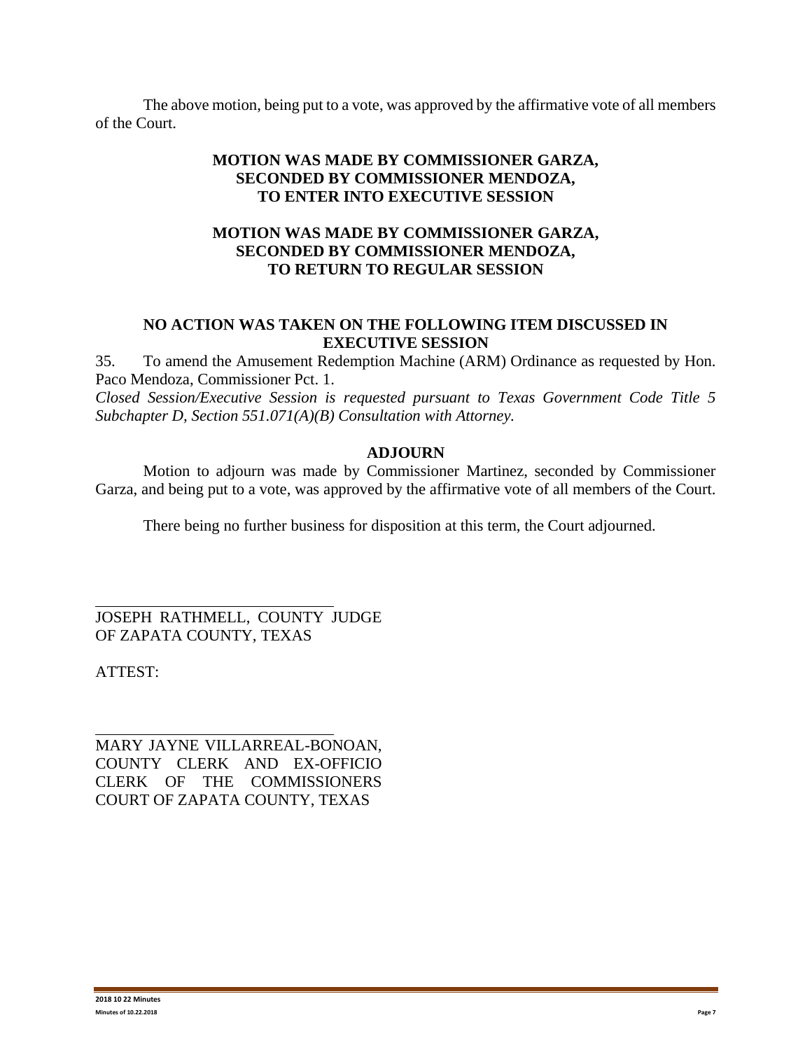The above motion, being put to a vote, was approved by the affirmative vote of all members of the Court.

**MOTION WAS MADE BY COMMISSIONER GARZA,**
**SECONDED BY COMMISSIONER MENDOZA,**
**TO ENTER INTO EXECUTIVE SESSION**

**MOTION WAS MADE BY COMMISSIONER GARZA,**
**SECONDED BY COMMISSIONER MENDOZA,**
**TO RETURN TO REGULAR SESSION**

**NO ACTION WAS TAKEN ON THE FOLLOWING ITEM DISCUSSED IN EXECUTIVE SESSION**

35. To amend the Amusement Redemption Machine (ARM) Ordinance as requested by Hon. Paco Mendoza, Commissioner Pct. 1.
*Closed Session/Executive Session is requested pursuant to Texas Government Code Title 5 Subchapter D, Section 551.071(A)(B) Consultation with Attorney.*

## ADJOURN

Motion to adjourn was made by Commissioner Martinez, seconded by Commissioner Garza, and being put to a vote, was approved by the affirmative vote of all members of the Court.

There being no further business for disposition at this term, the Court adjourned.

\_\_\_\_\_\_\_\_\_\_\_\_\_\_\_\_\_\_\_\_\_\_\_\_\_\_\_\_\_\_

JOSEPH RATHMELL, COUNTY JUDGE
OF ZAPATA COUNTY, TEXAS

ATTEST:

\_\_\_\_\_\_\_\_\_\_\_\_\_\_\_\_\_\_\_\_\_\_\_\_\_\_\_\_\_\_

MARY JAYNE VILLARREAL-BONOAN,
COUNTY CLERK AND EX-OFFICIO
CLERK OF THE COMMISSIONERS
COURT OF ZAPATA COUNTY, TEXAS